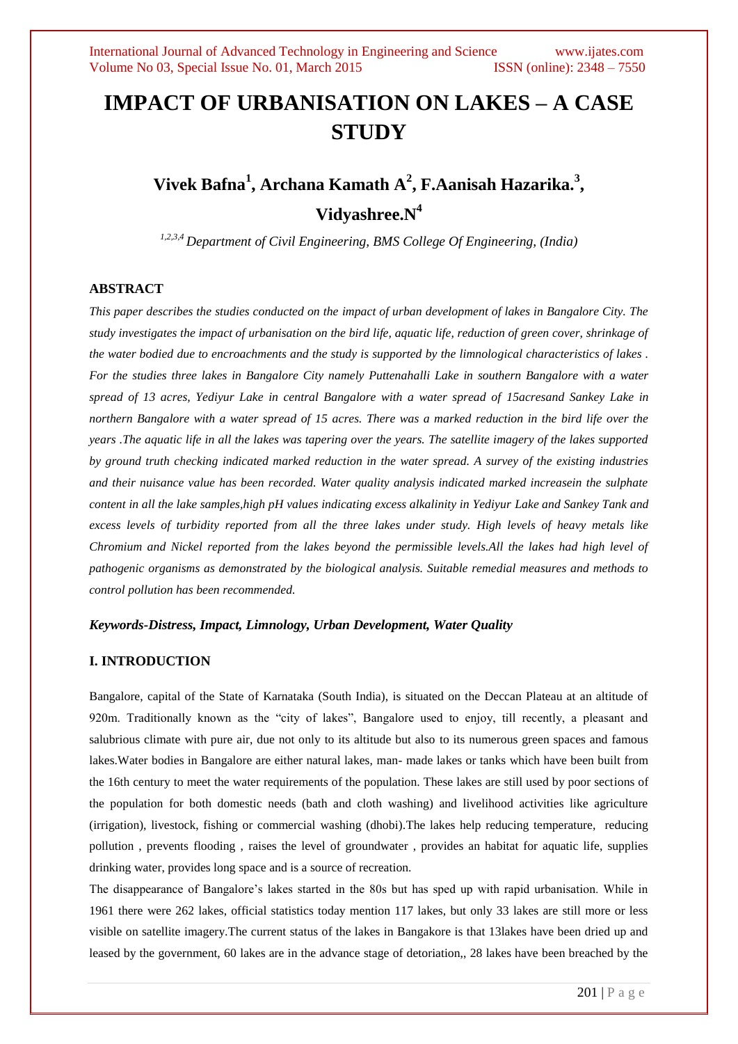# IMPACT OF URBANISATION ON LAKES – A CASE STUDY

## Vivek Bafna[1], Archana Kamath A[2], F.Aanisah Hazarika.[3], Vidyashree.N[4]

*[1,2,3,4] Department of Civil Engineering, BMS College Of Engineering, (India)*

### ABSTRACT

*This paper describes the studies conducted on the impact of urban development of lakes in Bangalore City. The study investigates the impact of urbanisation on the bird life, aquatic life, reduction of green cover, shrinkage of the water bodied due to encroachments and the study is supported by the limnological characteristics of lakes . For the studies three lakes in Bangalore City namely Puttenahalli Lake in southern Bangalore with a water spread of 13 acres, Yediyur Lake in central Bangalore with a water spread of 15acresand Sankey Lake in northern Bangalore with a water spread of 15 acres. There was a marked reduction in the bird life over the years .The aquatic life in all the lakes was tapering over the years. The satellite imagery of the lakes supported by ground truth checking indicated marked reduction in the water spread. A survey of the existing industries and their nuisance value has been recorded. Water quality analysis indicated marked increasein the sulphate content in all the lake samples,high pH values indicating excess alkalinity in Yediyur Lake and Sankey Tank and excess levels of turbidity reported from all the three lakes under study. High levels of heavy metals like Chromium and Nickel reported from the lakes beyond the permissible levels.All the lakes had high level of pathogenic organisms as demonstrated by the biological analysis. Suitable remedial measures and methods to control pollution has been recommended.*

***Keywords-Distress, Impact, Limnology, Urban Development, Water Quality***

### I. INTRODUCTION

Bangalore, capital of the State of Karnataka (South India), is situated on the Deccan Plateau at an altitude of 920m. Traditionally known as the "city of lakes", Bangalore used to enjoy, till recently, a pleasant and salubrious climate with pure air, due not only to its altitude but also to its numerous green spaces and famous lakes.Water bodies in Bangalore are either natural lakes, man- made lakes or tanks which have been built from the 16th century to meet the water requirements of the population. These lakes are still used by poor sections of the population for both domestic needs (bath and cloth washing) and livelihood activities like agriculture (irrigation), livestock, fishing or commercial washing (dhobi).The lakes help reducing temperature, reducing pollution , prevents flooding , raises the level of groundwater , provides an habitat for aquatic life, supplies drinking water, provides long space and is a source of recreation.

The disappearance of Bangalore's lakes started in the 80s but has sped up with rapid urbanisation. While in 1961 there were 262 lakes, official statistics today mention 117 lakes, but only 33 lakes are still more or less visible on satellite imagery.The current status of the lakes in Bangakore is that 13lakes have been dried up and leased by the government, 60 lakes are in the advance stage of detoriation,, 28 lakes have been breached by the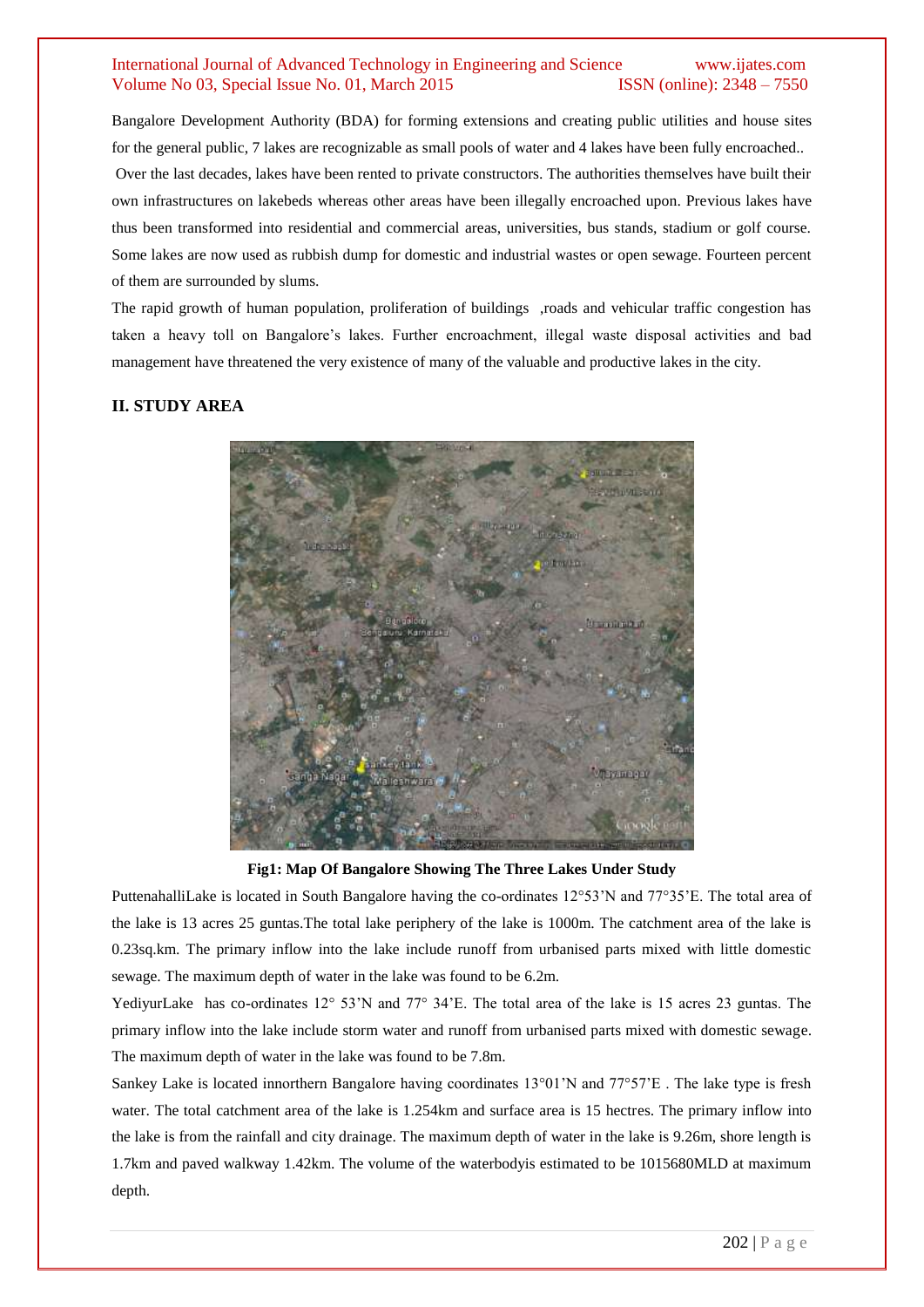Bangalore Development Authority (BDA) for forming extensions and creating public utilities and house sites for the general public, 7 lakes are recognizable as small pools of water and 4 lakes have been fully encroached..

Over the last decades, lakes have been rented to private constructors. The authorities themselves have built their own infrastructures on lakebeds whereas other areas have been illegally encroached upon. Previous lakes have thus been transformed into residential and commercial areas, universities, bus stands, stadium or golf course. Some lakes are now used as rubbish dump for domestic and industrial wastes or open sewage. Fourteen percent of them are surrounded by slums.

The rapid growth of human population, proliferation of buildings ,roads and vehicular traffic congestion has taken a heavy toll on Bangalore's lakes. Further encroachment, illegal waste disposal activities and bad management have threatened the very existence of many of the valuable and productive lakes in the city.

## II. STUDY AREA

**Fig1: Map Of Bangalore Showing The Three Lakes Under Study**

PuttenahalliLake is located in South Bangalore having the co-ordinates 12°53'N and 77°35'E. The total area of the lake is 13 acres 25 guntas.The total lake periphery of the lake is 1000m. The catchment area of the lake is 0.23sq.km. The primary inflow into the lake include runoff from urbanised parts mixed with little domestic sewage. The maximum depth of water in the lake was found to be 6.2m.

YediyurLake has co-ordinates 12° 53'N and 77° 34'E. The total area of the lake is 15 acres 23 guntas. The primary inflow into the lake include storm water and runoff from urbanised parts mixed with domestic sewage. The maximum depth of water in the lake was found to be 7.8m.

Sankey Lake is located innorthern Bangalore having coordinates 13°01'N and 77°57'E . The lake type is fresh water. The total catchment area of the lake is 1.254km and surface area is 15 hectres. The primary inflow into the lake is from the rainfall and city drainage. The maximum depth of water in the lake is 9.26m, shore length is 1.7km and paved walkway 1.42km. The volume of the waterbodyis estimated to be 1015680MLD at maximum depth.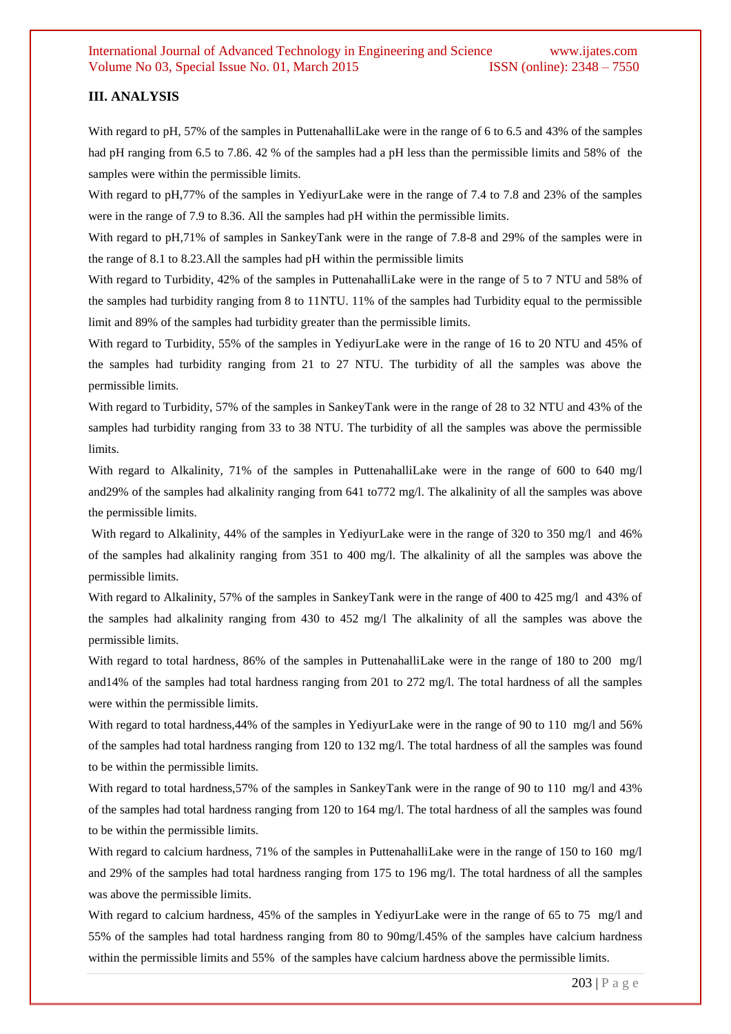## III. ANALYSIS

With regard to pH, 57% of the samples in PuttenahalliLake were in the range of 6 to 6.5 and 43% of the samples had pH ranging from 6.5 to 7.86. 42 % of the samples had a pH less than the permissible limits and 58% of the samples were within the permissible limits.

With regard to pH,77% of the samples in YediyurLake were in the range of 7.4 to 7.8 and 23% of the samples were in the range of 7.9 to 8.36. All the samples had pH within the permissible limits.

With regard to pH,71% of samples in SankeyTank were in the range of 7.8-8 and 29% of the samples were in the range of 8.1 to 8.23.All the samples had pH within the permissible limits

With regard to Turbidity, 42% of the samples in PuttenahalliLake were in the range of 5 to 7 NTU and 58% of the samples had turbidity ranging from 8 to 11NTU. 11% of the samples had Turbidity equal to the permissible limit and 89% of the samples had turbidity greater than the permissible limits.

With regard to Turbidity, 55% of the samples in YediyurLake were in the range of 16 to 20 NTU and 45% of the samples had turbidity ranging from 21 to 27 NTU. The turbidity of all the samples was above the permissible limits.

With regard to Turbidity, 57% of the samples in SankeyTank were in the range of 28 to 32 NTU and 43% of the samples had turbidity ranging from 33 to 38 NTU. The turbidity of all the samples was above the permissible limits.

With regard to Alkalinity, 71% of the samples in PuttenahalliLake were in the range of 600 to 640 mg/l and29% of the samples had alkalinity ranging from 641 to772 mg/l. The alkalinity of all the samples was above the permissible limits.

With regard to Alkalinity, 44% of the samples in YediyurLake were in the range of 320 to 350 mg/l and 46% of the samples had alkalinity ranging from 351 to 400 mg/l. The alkalinity of all the samples was above the permissible limits.

With regard to Alkalinity, 57% of the samples in SankeyTank were in the range of 400 to 425 mg/l and 43% of the samples had alkalinity ranging from 430 to 452 mg/l The alkalinity of all the samples was above the permissible limits.

With regard to total hardness, 86% of the samples in PuttenahalliLake were in the range of 180 to 200 mg/l and14% of the samples had total hardness ranging from 201 to 272 mg/l. The total hardness of all the samples were within the permissible limits.

With regard to total hardness,44% of the samples in YediyurLake were in the range of 90 to 110 mg/l and 56% of the samples had total hardness ranging from 120 to 132 mg/l. The total hardness of all the samples was found to be within the permissible limits.

With regard to total hardness,57% of the samples in SankeyTank were in the range of 90 to 110 mg/l and 43% of the samples had total hardness ranging from 120 to 164 mg/l. The total hardness of all the samples was found to be within the permissible limits.

With regard to calcium hardness, 71% of the samples in PuttenahalliLake were in the range of 150 to 160 mg/l and 29% of the samples had total hardness ranging from 175 to 196 mg/l. The total hardness of all the samples was above the permissible limits.

With regard to calcium hardness, 45% of the samples in YediyurLake were in the range of 65 to 75 mg/l and 55% of the samples had total hardness ranging from 80 to 90mg/l.45% of the samples have calcium hardness within the permissible limits and 55% of the samples have calcium hardness above the permissible limits.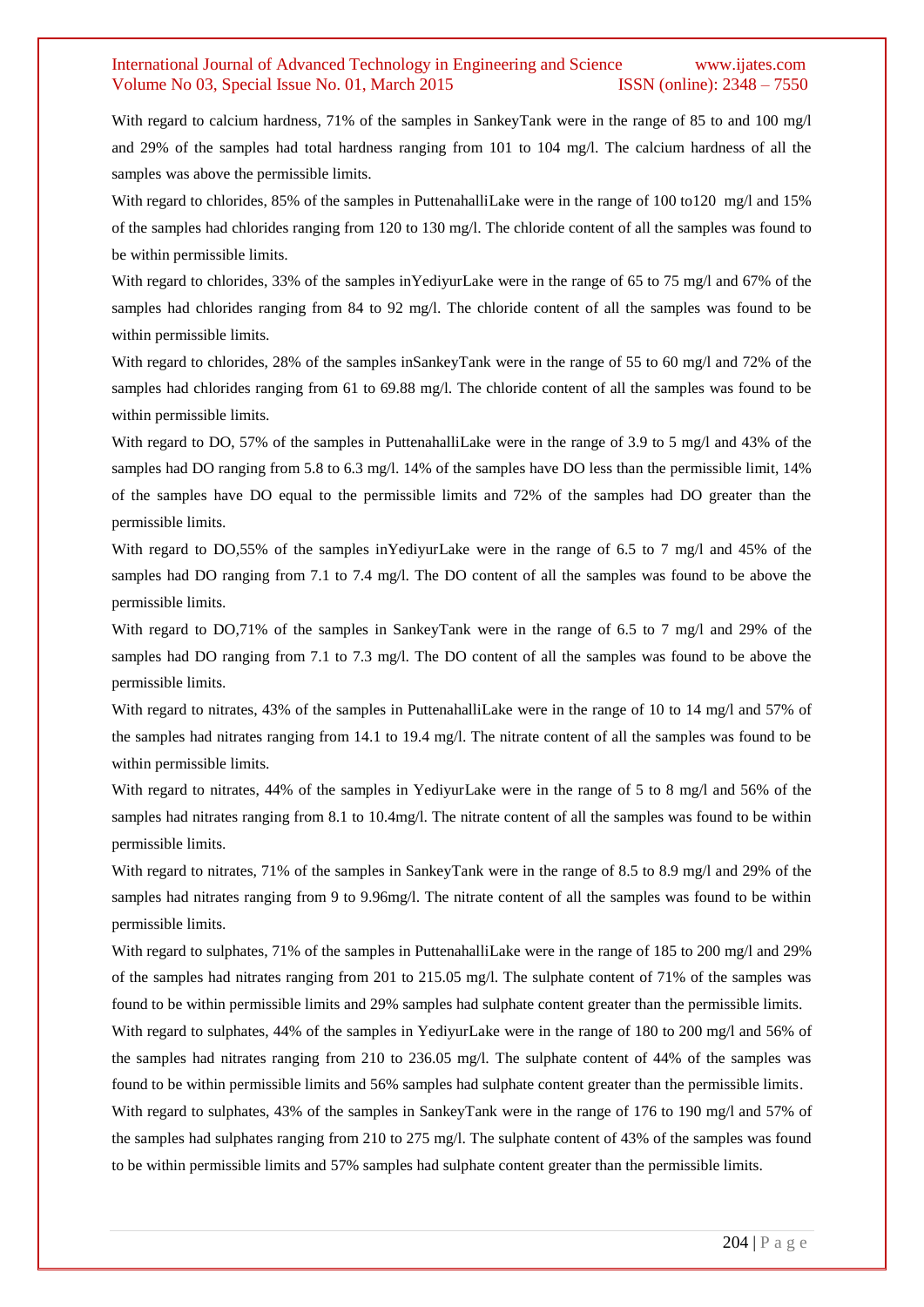With regard to calcium hardness, 71% of the samples in SankeyTank were in the range of 85 to and 100 mg/l and 29% of the samples had total hardness ranging from 101 to 104 mg/l. The calcium hardness of all the samples was above the permissible limits.

With regard to chlorides, 85% of the samples in PuttenahalliLake were in the range of 100 to120 mg/l and 15% of the samples had chlorides ranging from 120 to 130 mg/l. The chloride content of all the samples was found to be within permissible limits.

With regard to chlorides, 33% of the samples inYediyurLake were in the range of 65 to 75 mg/l and 67% of the samples had chlorides ranging from 84 to 92 mg/l. The chloride content of all the samples was found to be within permissible limits.

With regard to chlorides, 28% of the samples inSankeyTank were in the range of 55 to 60 mg/l and 72% of the samples had chlorides ranging from 61 to 69.88 mg/l. The chloride content of all the samples was found to be within permissible limits.

With regard to DO, 57% of the samples in PuttenahalliLake were in the range of 3.9 to 5 mg/l and 43% of the samples had DO ranging from 5.8 to 6.3 mg/l. 14% of the samples have DO less than the permissible limit, 14% of the samples have DO equal to the permissible limits and 72% of the samples had DO greater than the permissible limits.

With regard to DO,55% of the samples inYediyurLake were in the range of 6.5 to 7 mg/l and 45% of the samples had DO ranging from 7.1 to 7.4 mg/l. The DO content of all the samples was found to be above the permissible limits.

With regard to DO,71% of the samples in SankeyTank were in the range of 6.5 to 7 mg/l and 29% of the samples had DO ranging from 7.1 to 7.3 mg/l. The DO content of all the samples was found to be above the permissible limits.

With regard to nitrates, 43% of the samples in PuttenahalliLake were in the range of 10 to 14 mg/l and 57% of the samples had nitrates ranging from 14.1 to 19.4 mg/l. The nitrate content of all the samples was found to be within permissible limits.

With regard to nitrates, 44% of the samples in YediyurLake were in the range of 5 to 8 mg/l and 56% of the samples had nitrates ranging from 8.1 to 10.4mg/l. The nitrate content of all the samples was found to be within permissible limits.

With regard to nitrates, 71% of the samples in SankeyTank were in the range of 8.5 to 8.9 mg/l and 29% of the samples had nitrates ranging from 9 to 9.96mg/l. The nitrate content of all the samples was found to be within permissible limits.

With regard to sulphates, 71% of the samples in PuttenahalliLake were in the range of 185 to 200 mg/l and 29% of the samples had nitrates ranging from 201 to 215.05 mg/l. The sulphate content of 71% of the samples was found to be within permissible limits and 29% samples had sulphate content greater than the permissible limits.

With regard to sulphates, 44% of the samples in YediyurLake were in the range of 180 to 200 mg/l and 56% of the samples had nitrates ranging from 210 to 236.05 mg/l. The sulphate content of 44% of the samples was found to be within permissible limits and 56% samples had sulphate content greater than the permissible limits.

With regard to sulphates, 43% of the samples in SankeyTank were in the range of 176 to 190 mg/l and 57% of the samples had sulphates ranging from 210 to 275 mg/l. The sulphate content of 43% of the samples was found to be within permissible limits and 57% samples had sulphate content greater than the permissible limits.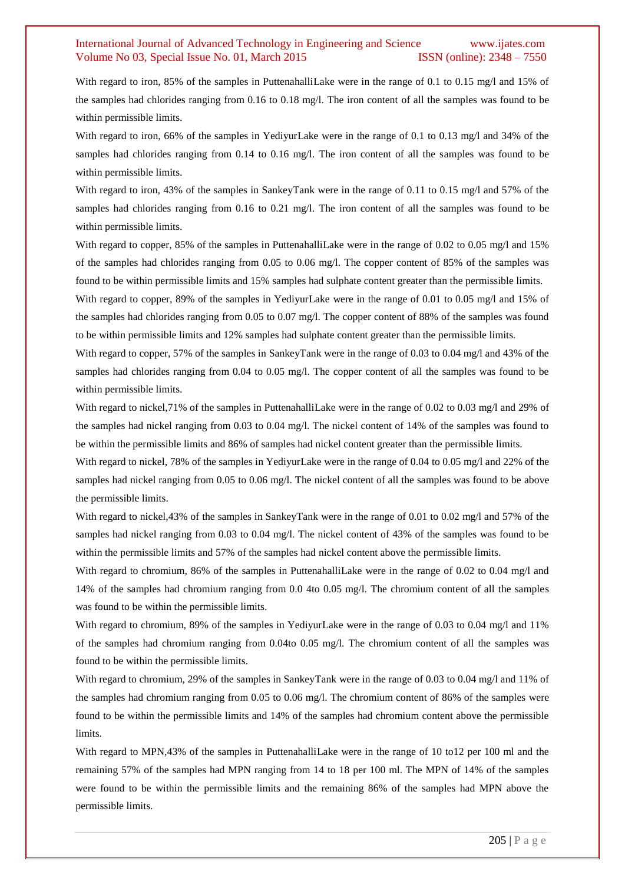With regard to iron, 85% of the samples in PuttenahalliLake were in the range of 0.1 to 0.15 mg/l and 15% of the samples had chlorides ranging from 0.16 to 0.18 mg/l. The iron content of all the samples was found to be within permissible limits.

With regard to iron, 66% of the samples in YediyurLake were in the range of 0.1 to 0.13 mg/l and 34% of the samples had chlorides ranging from 0.14 to 0.16 mg/l. The iron content of all the samples was found to be within permissible limits.

With regard to iron, 43% of the samples in SankeyTank were in the range of 0.11 to 0.15 mg/l and 57% of the samples had chlorides ranging from 0.16 to 0.21 mg/l. The iron content of all the samples was found to be within permissible limits.

With regard to copper, 85% of the samples in PuttenahalliLake were in the range of 0.02 to 0.05 mg/l and 15% of the samples had chlorides ranging from 0.05 to 0.06 mg/l. The copper content of 85% of the samples was found to be within permissible limits and 15% samples had sulphate content greater than the permissible limits.

With regard to copper, 89% of the samples in YediyurLake were in the range of 0.01 to 0.05 mg/l and 15% of the samples had chlorides ranging from 0.05 to 0.07 mg/l. The copper content of 88% of the samples was found to be within permissible limits and 12% samples had sulphate content greater than the permissible limits.

With regard to copper, 57% of the samples in SankeyTank were in the range of 0.03 to 0.04 mg/l and 43% of the samples had chlorides ranging from 0.04 to 0.05 mg/l. The copper content of all the samples was found to be within permissible limits.

With regard to nickel,71% of the samples in PuttenahalliLake were in the range of 0.02 to 0.03 mg/l and 29% of the samples had nickel ranging from 0.03 to 0.04 mg/l. The nickel content of 14% of the samples was found to be within the permissible limits and 86% of samples had nickel content greater than the permissible limits.

With regard to nickel, 78% of the samples in YediyurLake were in the range of 0.04 to 0.05 mg/l and 22% of the samples had nickel ranging from 0.05 to 0.06 mg/l. The nickel content of all the samples was found to be above the permissible limits.

With regard to nickel,43% of the samples in SankeyTank were in the range of 0.01 to 0.02 mg/l and 57% of the samples had nickel ranging from 0.03 to 0.04 mg/l. The nickel content of 43% of the samples was found to be within the permissible limits and 57% of the samples had nickel content above the permissible limits.

With regard to chromium, 86% of the samples in PuttenahalliLake were in the range of 0.02 to 0.04 mg/l and 14% of the samples had chromium ranging from 0.0 4to 0.05 mg/l. The chromium content of all the samples was found to be within the permissible limits.

With regard to chromium, 89% of the samples in YediyurLake were in the range of 0.03 to 0.04 mg/l and 11% of the samples had chromium ranging from 0.04to 0.05 mg/l. The chromium content of all the samples was found to be within the permissible limits.

With regard to chromium, 29% of the samples in SankeyTank were in the range of 0.03 to 0.04 mg/l and 11% of the samples had chromium ranging from 0.05 to 0.06 mg/l. The chromium content of 86% of the samples were found to be within the permissible limits and 14% of the samples had chromium content above the permissible limits.

With regard to MPN,43% of the samples in PuttenahalliLake were in the range of 10 to12 per 100 ml and the remaining 57% of the samples had MPN ranging from 14 to 18 per 100 ml. The MPN of 14% of the samples were found to be within the permissible limits and the remaining 86% of the samples had MPN above the permissible limits.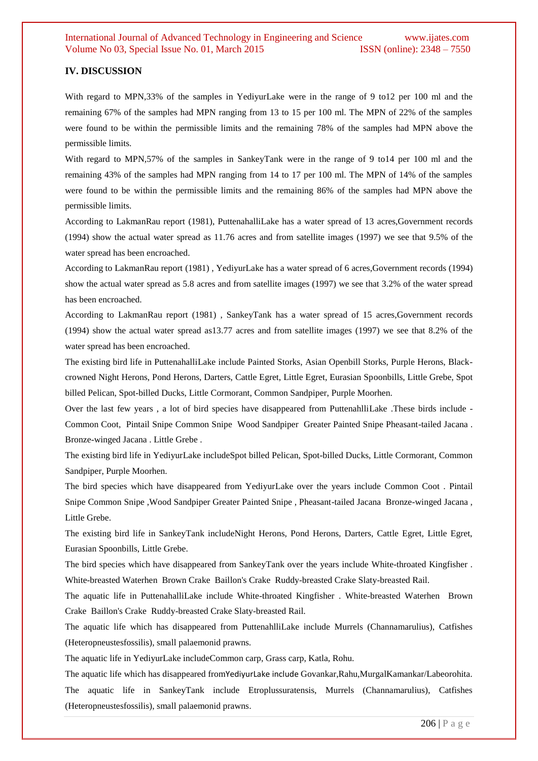## IV. DISCUSSION

With regard to MPN,33% of the samples in YediyurLake were in the range of 9 to12 per 100 ml and the remaining 67% of the samples had MPN ranging from 13 to 15 per 100 ml. The MPN of 22% of the samples were found to be within the permissible limits and the remaining 78% of the samples had MPN above the permissible limits.

With regard to MPN,57% of the samples in SankeyTank were in the range of 9 to14 per 100 ml and the remaining 43% of the samples had MPN ranging from 14 to 17 per 100 ml. The MPN of 14% of the samples were found to be within the permissible limits and the remaining 86% of the samples had MPN above the permissible limits.

According to LakmanRau report (1981), PuttenahalliLake has a water spread of 13 acres,Government records (1994) show the actual water spread as 11.76 acres and from satellite images (1997) we see that 9.5% of the water spread has been encroached.

According to LakmanRau report (1981) , YediyurLake has a water spread of 6 acres,Government records (1994) show the actual water spread as 5.8 acres and from satellite images (1997) we see that 3.2% of the water spread has been encroached.

According to LakmanRau report (1981) , SankeyTank has a water spread of 15 acres,Government records (1994) show the actual water spread as13.77 acres and from satellite images (1997) we see that 8.2% of the water spread has been encroached.

The existing bird life in PuttenahalliLake include Painted Storks, Asian Openbill Storks, Purple Herons, Black-crowned Night Herons, Pond Herons, Darters, Cattle Egret, Little Egret, Eurasian Spoonbills, Little Grebe, Spot billed Pelican, Spot-billed Ducks, Little Cormorant, Common Sandpiper, Purple Moorhen.

Over the last few years , a lot of bird species have disappeared from PuttenahlliLake .These birds include - Common Coot, Pintail Snipe Common Snipe Wood Sandpiper Greater Painted Snipe Pheasant-tailed Jacana . Bronze-winged Jacana . Little Grebe .

The existing bird life in YediyurLake includeSpot billed Pelican, Spot-billed Ducks, Little Cormorant, Common Sandpiper, Purple Moorhen.

The bird species which have disappeared from YediyurLake over the years include Common Coot . Pintail Snipe Common Snipe ,Wood Sandpiper Greater Painted Snipe , Pheasant-tailed Jacana Bronze-winged Jacana , Little Grebe.

The existing bird life in SankeyTank includeNight Herons, Pond Herons, Darters, Cattle Egret, Little Egret, Eurasian Spoonbills, Little Grebe.

The bird species which have disappeared from SankeyTank over the years include White-throated Kingfisher . White-breasted Waterhen Brown Crake Baillon's Crake Ruddy-breasted Crake Slaty-breasted Rail.

The aquatic life in PuttenahalliLake include White-throated Kingfisher . White-breasted Waterhen Brown Crake Baillon's Crake Ruddy-breasted Crake Slaty-breasted Rail.

The aquatic life which has disappeared from PuttenahlliLake include Murrels (Channamarulius), Catfishes (Heteropneustesfossilis), small palaemonid prawns.

The aquatic life in YediyurLake includeCommon carp, Grass carp, Katla, Rohu.

The aquatic life which has disappeared fromYediyurLake include Govankar,Rahu,MurgalKamankar/Labeorohita.

The aquatic life in SankeyTank include Etroplussuratensis, Murrels (Channamarulius), Catfishes (Heteropneustesfossilis), small palaemonid prawns.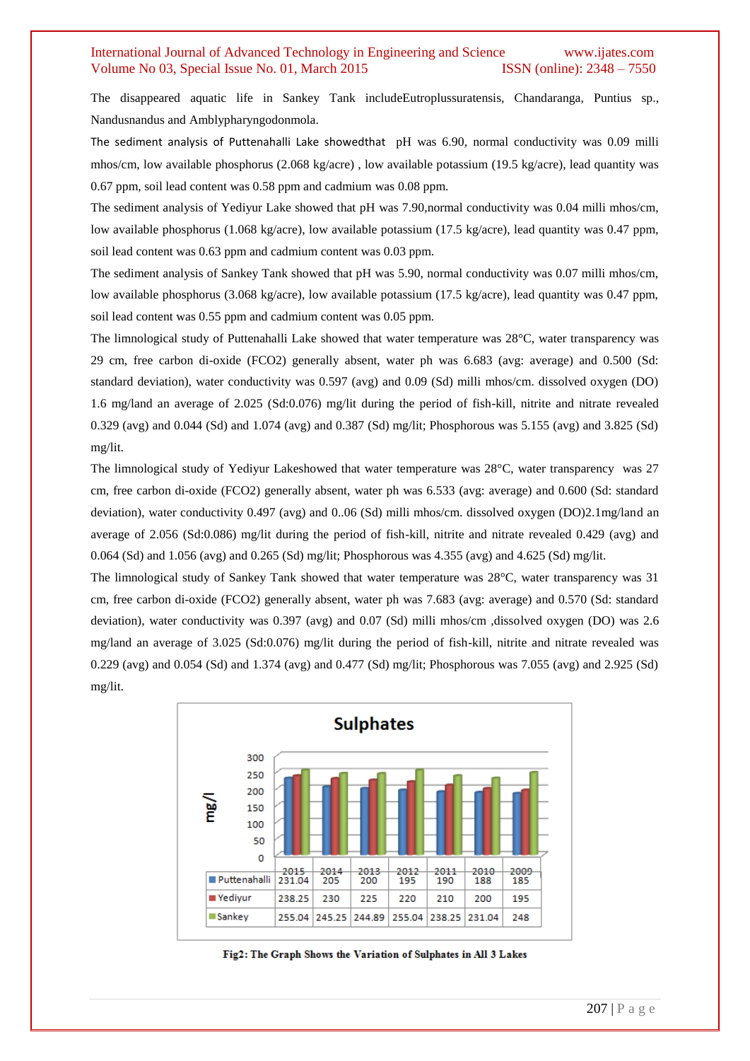The disappeared aquatic life in Sankey Tank includeEutroplussuratensis, Chandaranga, Puntius sp., Nandusnandus and Amblypharyngodonmola.

The sediment analysis of Puttenahalli Lake showedthat pH was 6.90, normal conductivity was 0.09 milli mhos/cm, low available phosphorus (2.068 kg/acre) , low available potassium (19.5 kg/acre), lead quantity was 0.67 ppm, soil lead content was 0.58 ppm and cadmium was 0.08 ppm.

The sediment analysis of Yediyur Lake showed that pH was 7.90,normal conductivity was 0.04 milli mhos/cm, low available phosphorus (1.068 kg/acre), low available potassium (17.5 kg/acre), lead quantity was 0.47 ppm, soil lead content was 0.63 ppm and cadmium content was 0.03 ppm.

The sediment analysis of Sankey Tank showed that pH was 5.90, normal conductivity was 0.07 milli mhos/cm, low available phosphorus (3.068 kg/acre), low available potassium (17.5 kg/acre), lead quantity was 0.47 ppm, soil lead content was 0.55 ppm and cadmium content was 0.05 ppm.

The limnological study of Puttenahalli Lake showed that water temperature was 28°C, water transparency was 29 cm, free carbon di-oxide ($FCO_2$) generally absent, water ph was 6.683 (avg: average) and 0.500 (Sd: standard deviation), water conductivity was 0.597 (avg) and 0.09 (Sd) milli mhos/cm. dissolved oxygen (DO) 1.6 mg/land an average of 2.025 (Sd:0.076) mg/lit during the period of fish-kill, nitrite and nitrate revealed 0.329 (avg) and 0.044 (Sd) and 1.074 (avg) and 0.387 (Sd) mg/lit; Phosphorous was 5.155 (avg) and 3.825 (Sd) mg/lit.

The limnological study of Yediyur Lakeshowed that water temperature was 28°C, water transparency was 27 cm, free carbon di-oxide ($FCO_2$) generally absent, water ph was 6.533 (avg: average) and 0.600 (Sd: standard deviation), water conductivity 0.497 (avg) and 0..06 (Sd) milli mhos/cm. dissolved oxygen (DO)2.1mg/land an average of 2.056 (Sd:0.086) mg/lit during the period of fish-kill, nitrite and nitrate revealed 0.429 (avg) and 0.064 (Sd) and 1.056 (avg) and 0.265 (Sd) mg/lit; Phosphorous was 4.355 (avg) and 4.625 (Sd) mg/lit.

The limnological study of Sankey Tank showed that water temperature was 28°C, water transparency was 31 cm, free carbon di-oxide ($FCO_2$) generally absent, water ph was 7.683 (avg: average) and 0.570 (Sd: standard deviation), water conductivity was 0.397 (avg) and 0.07 (Sd) milli mhos/cm ,dissolved oxygen (DO) was 2.6 mg/land an average of 3.025 (Sd:0.076) mg/lit during the period of fish-kill, nitrite and nitrate revealed was 0.229 (avg) and 0.054 (Sd) and 1.374 (avg) and 0.477 (Sd) mg/lit; Phosphorous was 7.055 (avg) and 2.925 (Sd) mg/lit.

**Sulphates** (mg/l)

| | 2015 | 2014 | 2013 | 2012 | 2011 | 2010 | 2009 |
|---|---|---|---|---|---|---|---|
| Puttenahalli | 231.04 | 205 | 200 | 195 | 190 | 188 | 185 |
| Yediyur | 238.25 | 230 | 225 | 220 | 210 | 200 | 195 |
| Sankey | 255.04 | 245.25 | 244.89 | 255.04 | 238.25 | 231.04 | 248 |

**Fig2: The Graph Shows the Variation of Sulphates in All 3 Lakes**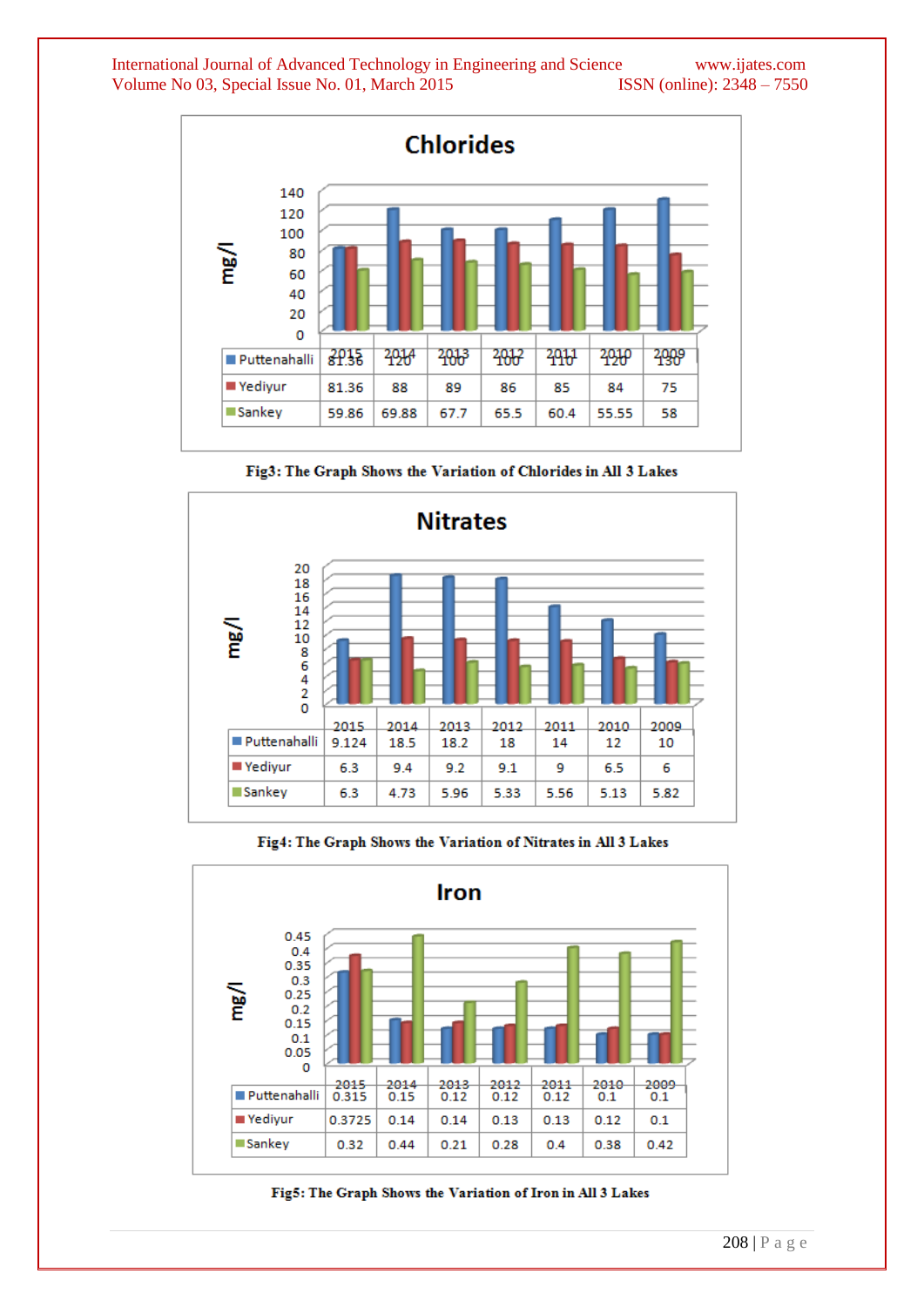**Chlorides**

| mg/l | 2015 | 2014 | 2013 | 2012 | 2011 | 2010 | 2009 |
|---|---|---|---|---|---|---|---|
| Puttenahalli | 81.36 | 120 | 100 | 100 | 110 | 120 | 130 |
| Yediyur | 81.36 | 88 | 89 | 86 | 85 | 84 | 75 |
| Sankey | 59.86 | 69.88 | 67.7 | 65.5 | 60.4 | 55.55 | 58 |

**Fig3: The Graph Shows the Variation of Chlorides in All 3 Lakes**

**Nitrates**

| mg/l | 2015 | 2014 | 2013 | 2012 | 2011 | 2010 | 2009 |
|---|---|---|---|---|---|---|---|
| Puttenahalli | 9.124 | 18.5 | 18.2 | 18 | 14 | 12 | 10 |
| Yediyur | 6.3 | 9.4 | 9.2 | 9.1 | 9 | 6.5 | 6 |
| Sankey | 6.3 | 4.73 | 5.96 | 5.33 | 5.56 | 5.13 | 5.82 |

**Fig4: The Graph Shows the Variation of Nitrates in All 3 Lakes**

**Iron**

| mg/l | 2015 | 2014 | 2013 | 2012 | 2011 | 2010 | 2009 |
|---|---|---|---|---|---|---|---|
| Puttenahalli | 0.315 | 0.15 | 0.12 | 0.12 | 0.12 | 0.1 | 0.1 |
| Yediyur | 0.3725 | 0.14 | 0.14 | 0.13 | 0.13 | 0.12 | 0.1 |
| Sankey | 0.32 | 0.44 | 0.21 | 0.28 | 0.4 | 0.38 | 0.42 |

**Fig5: The Graph Shows the Variation of Iron in All 3 Lakes**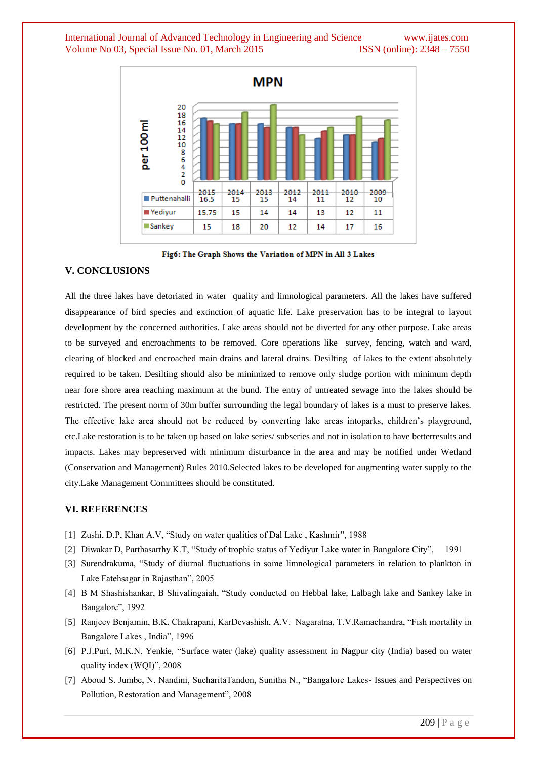MPN

per 100ml

20
18
16
14
12
10
8
6
4
2
0

2015 2014 2013 2012 2011 2010 2009

Puttenahalli 16.5 15 15 14 11 12 10

Yediyur 15.75 15 14 14 13 12 11

Sankey 15 18 20 12 14 17 16

**Fig6: The Graph Shows the Variation of MPN in All 3 Lakes**

## V. CONCLUSIONS

All the three lakes have detoriated in water quality and limnological parameters. All the lakes have suffered disappearance of bird species and extinction of aquatic life. Lake preservation has to be integral to layout development by the concerned authorities. Lake areas should not be diverted for any other purpose. Lake areas to be surveyed and encroachments to be removed. Core operations like survey, fencing, watch and ward, clearing of blocked and encroached main drains and lateral drains. Desilting of lakes to the extent absolutely required to be taken. Desilting should also be minimized to remove only sludge portion with minimum depth near fore shore area reaching maximum at the bund. The entry of untreated sewage into the lakes should be restricted. The present norm of 30m buffer surrounding the legal boundary of lakes is a must to preserve lakes. The effective lake area should not be reduced by converting lake areas intoparks, children's playground, etc.Lake restoration is to be taken up based on lake series/ subseries and not in isolation to have betterresults and impacts. Lakes may bepreserved with minimum disturbance in the area and may be notified under Wetland (Conservation and Management) Rules 2010.Selected lakes to be developed for augmenting water supply to the city.Lake Management Committees should be constituted.

## VI. REFERENCES

[1] Zushi, D.P, Khan A.V, "Study on water qualities of Dal Lake , Kashmir", 1988

[2] Diwakar D, Parthasarthy K.T, "Study of trophic status of Yediyur Lake water in Bangalore City", 1991

[3] Surendrakuma, "Study of diurnal fluctuations in some limnological parameters in relation to plankton in Lake Fatehsagar in Rajasthan", 2005

[4] B M Shashishankar, B Shivalingaiah, "Study conducted on Hebbal lake, Lalbagh lake and Sankey lake in Bangalore", 1992

[5] Ranjeev Benjamin, B.K. Chakrapani, KarDevashish, A.V. Nagaratna, T.V.Ramachandra, "Fish mortality in Bangalore Lakes , India", 1996

[6] P.J.Puri, M.K.N. Yenkie, "Surface water (lake) quality assessment in Nagpur city (India) based on water quality index (WQI)", 2008

[7] Aboud S. Jumbe, N. Nandini, SucharitaTandon, Sunitha N., "Bangalore Lakes- Issues and Perspectives on Pollution, Restoration and Management", 2008